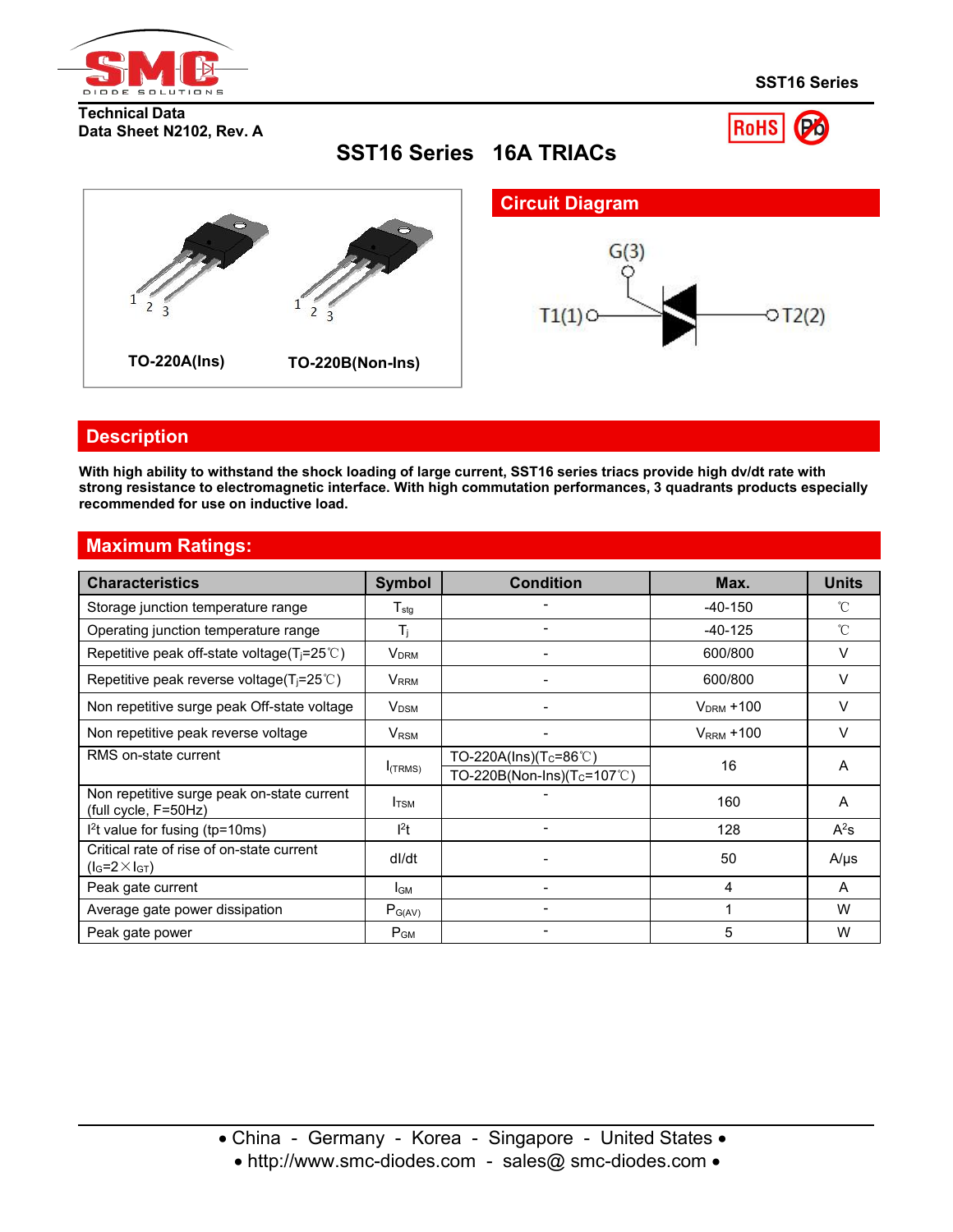SST16 Series

Technical Data
Data Sheet N2102, Rev. A

# SST16 Series 16A TRIACs

TO-220A(Ins) TO-220B(Non-Ins)

## Circuit Diagram

G(3)
T1(1) T2(2)

## Description

**With high ability to withstand the shock loading of large current, SST16 series triacs provide high dv/dt rate with strong resistance to electromagnetic interface. With high commutation performances, 3 quadrants products especially recommended for use on inductive load.**

## Maximum Ratings:

| Characteristics | Symbol | Condition | Max. | Units |
|---|---|---|---|---|
| Storage junction temperature range | $T_{stg}$ | - | -40-150 | ℃ |
| Operating junction temperature range | $T_j$ | - | -40-125 | ℃ |
| Repetitive peak off-state voltage($T_j$=25℃) | $V_{DRM}$ | - | 600/800 | V |
| Repetitive peak reverse voltage($T_j$=25℃) | $V_{RRM}$ | - | 600/800 | V |
| Non repetitive surge peak Off-state voltage | $V_{DSM}$ | - | $V_{DRM}$ +100 | V |
| Non repetitive peak reverse voltage | $V_{RSM}$ | - | $V_{RRM}$ +100 | V |
| RMS on-state current | $I_{(TRMS)}$ | TO-220A(Ins)($T_C$=86℃)<br>TO-220B(Non-Ins)($T_C$=107℃) | 16 | A |
| Non repetitive surge peak on-state current (full cycle, F=50Hz) | $I_{TSM}$ | - | 160 | A |
| $I^2t$ value for fusing (tp=10ms) | $I^2t$ | - | 128 | $A^2s$ |
| Critical rate of rise of on-state current ($I_G$=2×$I_{GT}$) | dI/dt | - | 50 | A/μs |
| Peak gate current | $I_{GM}$ | - | 4 | A |
| Average gate power dissipation | $P_{G(AV)}$ | - | 1 | W |
| Peak gate power | $P_{GM}$ | - | 5 | W |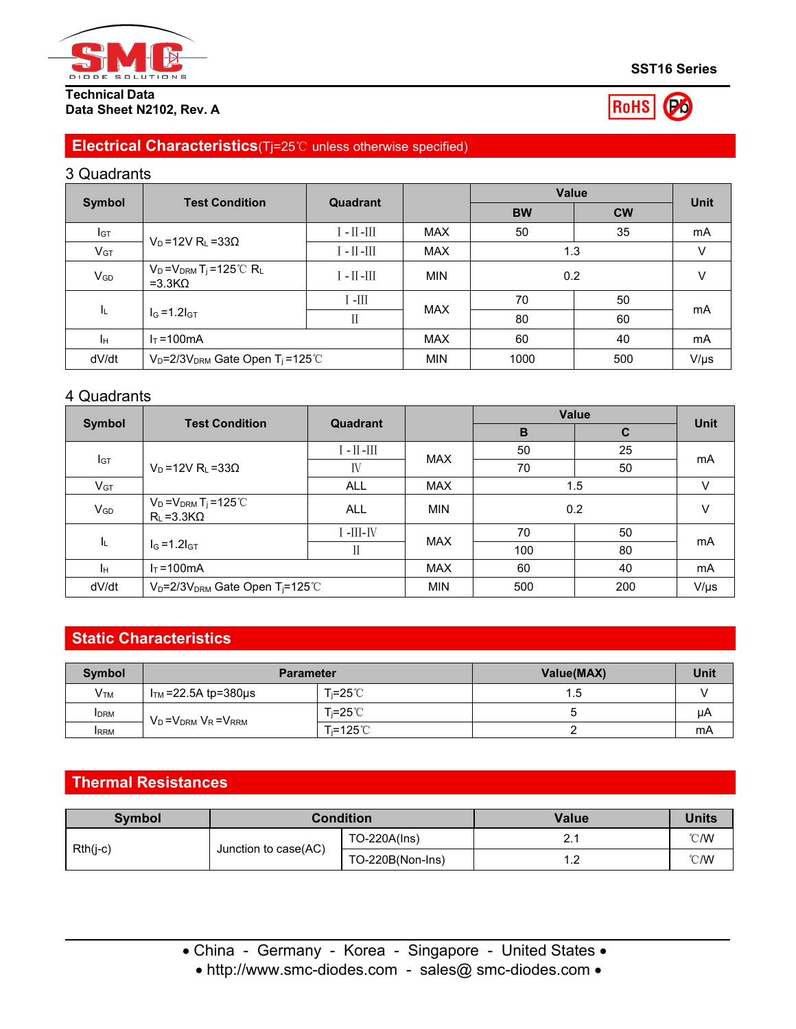## Electrical Characteristics (Tj=25℃ unless otherwise specified)

### 3 Quadrants

| Symbol | Test Condition | Quadrant | | Value | | Unit |
|---|---|---|---|---|---|---|
| | | | | BW | CW | |
| $I_{GT}$ | $V_D$=12V $R_L$=33Ω | Ⅰ-Ⅱ-Ⅲ | MAX | 50 | 35 | mA |
| $V_{GT}$ | | Ⅰ-Ⅱ-Ⅲ | MAX | 1.3 | | V |
| $V_{GD}$ | $V_D$=$V_{DRM}$ $T_j$=125℃ $R_L$=3.3KΩ | Ⅰ-Ⅱ-Ⅲ | MIN | 0.2 | | V |
| $I_L$ | $I_G$=1.2$I_{GT}$ | Ⅰ-Ⅲ | MAX | 70 | 50 | mA |
| | | Ⅱ | | 80 | 60 | |
| $I_H$ | $I_T$=100mA | | MAX | 60 | 40 | mA |
| dV/dt | $V_D$=2/3$V_{DRM}$ Gate Open $T_j$=125℃ | | MIN | 1000 | 500 | V/μs |

### 4 Quadrants

| Symbol | Test Condition | Quadrant | | Value | | Unit |
|---|---|---|---|---|---|---|
| | | | | B | C | |
| $I_{GT}$ | $V_D$=12V $R_L$=33Ω | Ⅰ-Ⅱ-Ⅲ | MAX | 50 | 25 | mA |
| | | Ⅳ | | 70 | 50 | |
| $V_{GT}$ | | ALL | MAX | 1.5 | | V |
| $V_{GD}$ | $V_D$=$V_{DRM}$ $T_j$=125℃ $R_L$=3.3KΩ | ALL | MIN | 0.2 | | V |
| $I_L$ | $I_G$=1.2$I_{GT}$ | Ⅰ-Ⅲ-Ⅳ | MAX | 70 | 50 | mA |
| | | Ⅱ | | 100 | 80 | |
| $I_H$ | $I_T$=100mA | | MAX | 60 | 40 | mA |
| dV/dt | $V_D$=2/3$V_{DRM}$ Gate Open $T_j$=125℃ | | MIN | 500 | 200 | V/μs |

## Static Characteristics

| Symbol | Parameter | | Value(MAX) | Unit |
|---|---|---|---|---|
| $V_{TM}$ | $I_{TM}$=22.5A tp=380μs | $T_j$=25℃ | 1.5 | V |
| $I_{DRM}$ | $V_D$=$V_{DRM}$ $V_R$=$V_{RRM}$ | $T_j$=25℃ | 5 | μA |
| $I_{RRM}$ | | $T_j$=125℃ | 2 | mA |

## Thermal Resistances

| Symbol | Condition | | Value | Units |
|---|---|---|---|---|
| Rth(j-c) | Junction to case(AC) | TO-220A(Ins) | 2.1 | ℃/W |
| | | TO-220B(Non-Ins) | 1.2 | ℃/W |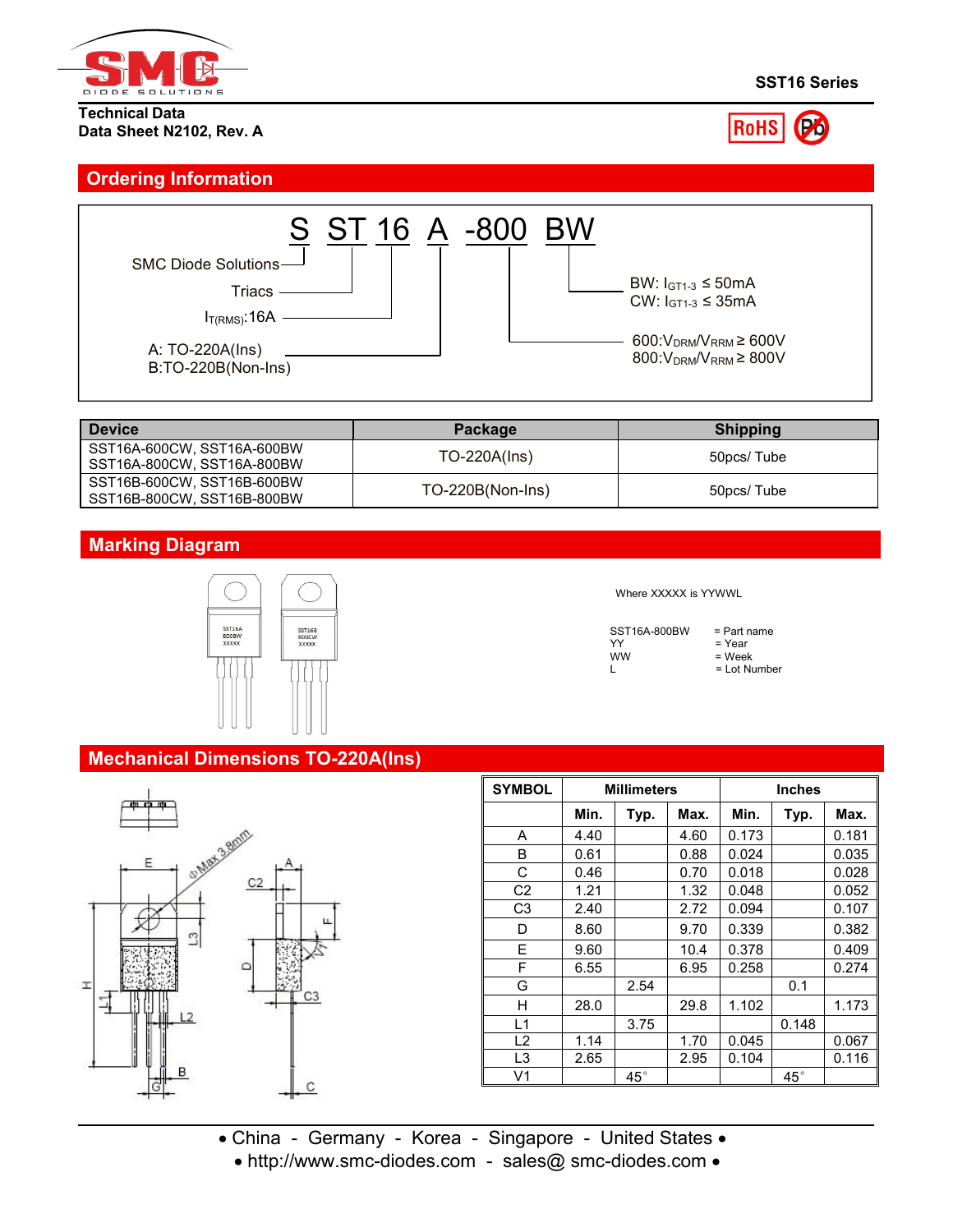**Technical Data**
**Data Sheet N2102, Rev. A**

**SST16 Series**

## Ordering Information

S ST 16 A -800 BW

- S: SMC Diode Solutions
- ST: Triacs
- 16: $I_{T(RMS)}$:16A
- A: TO-220A(Ins); B:TO-220B(Non-Ins)
- -800: 600:$V_{DRM}/V_{RRM} \geq$ 600V; 800:$V_{DRM}/V_{RRM} \geq$ 800V
- BW: $I_{GT1-3} \leq$ 50mA; CW: $I_{GT1-3} \leq$ 35mA

| Device | Package | Shipping |
|---|---|---|
| SST16A-600CW, SST16A-600BW<br>SST16A-800CW, SST16A-800BW | TO-220A(Ins) | 50pcs/ Tube |
| SST16B-600CW, SST16B-600BW<br>SST16B-800CW, SST16B-800BW | TO-220B(Non-Ins) | 50pcs/ Tube |

## Marking Diagram

SST16A 800BW XXXXX

SST16B 800CW XXXXX

Where XXXXX is YYWWL

| | |
|---|---|
| SST16A-800BW | = Part name |
| YY | = Year |
| WW | = Week |
| L | = Lot Number |

## Mechanical Dimensions TO-220A(Ins)

| SYMBOL | Millimeters | | | Inches | | |
|---|---|---|---|---|---|---|
| | Min. | Typ. | Max. | Min. | Typ. | Max. |
| A | 4.40 | | 4.60 | 0.173 | | 0.181 |
| B | 0.61 | | 0.88 | 0.024 | | 0.035 |
| C | 0.46 | | 0.70 | 0.018 | | 0.028 |
| C2 | 1.21 | | 1.32 | 0.048 | | 0.052 |
| C3 | 2.40 | | 2.72 | 0.094 | | 0.107 |
| D | 8.60 | | 9.70 | 0.339 | | 0.382 |
| E | 9.60 | | 10.4 | 0.378 | | 0.409 |
| F | 6.55 | | 6.95 | 0.258 | | 0.274 |
| G | | 2.54 | | | 0.1 | |
| H | 28.0 | | 29.8 | 1.102 | | 1.173 |
| L1 | | 3.75 | | | 0.148 | |
| L2 | 1.14 | | 1.70 | 0.045 | | 0.067 |
| L3 | 2.65 | | 2.95 | 0.104 | | 0.116 |
| V1 | | 45° | | | 45° | |

• China - Germany - Korea - Singapore - United States •
• http://www.smc-diodes.com - sales@ smc-diodes.com •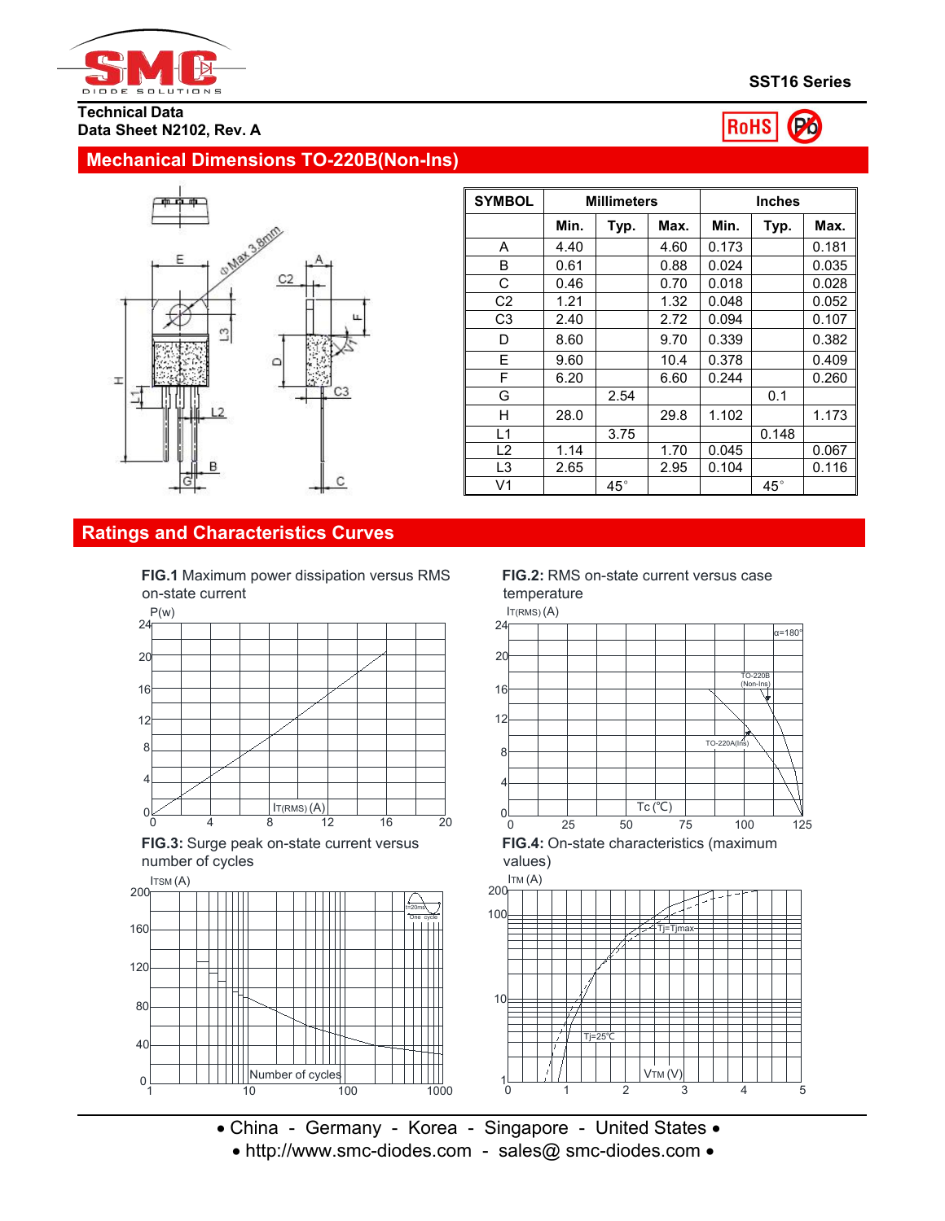SST16 Series

Technical Data
Data Sheet N2102, Rev. A

## Mechanical Dimensions TO-220B(Non-Ins)

| SYMBOL | Millimeters | | | Inches | | |
|---|---|---|---|---|---|---|
| | Min. | Typ. | Max. | Min. | Typ. | Max. |
| A | 4.40 | | 4.60 | 0.173 | | 0.181 |
| B | 0.61 | | 0.88 | 0.024 | | 0.035 |
| C | 0.46 | | 0.70 | 0.018 | | 0.028 |
| C2 | 1.21 | | 1.32 | 0.048 | | 0.052 |
| C3 | 2.40 | | 2.72 | 0.094 | | 0.107 |
| D | 8.60 | | 9.70 | 0.339 | | 0.382 |
| E | 9.60 | | 10.4 | 0.378 | | 0.409 |
| F | 6.20 | | 6.60 | 0.244 | | 0.260 |
| G | | 2.54 | | | 0.1 | |
| H | 28.0 | | 29.8 | 1.102 | | 1.173 |
| L1 | | 3.75 | | | 0.148 | |
| L2 | 1.14 | | 1.70 | 0.045 | | 0.067 |
| L3 | 2.65 | | 2.95 | 0.104 | | 0.116 |
| V1 | | 45° | | | 45° | |

## Ratings and Characteristics Curves

**FIG.1** Maximum power dissipation versus RMS on-state current

**FIG.2:** RMS on-state current versus case temperature

**FIG.3:** Surge peak on-state current versus number of cycles

**FIG.4:** On-state characteristics (maximum values)

• China - Germany - Korea - Singapore - United States •
• http://www.smc-diodes.com - sales@ smc-diodes.com •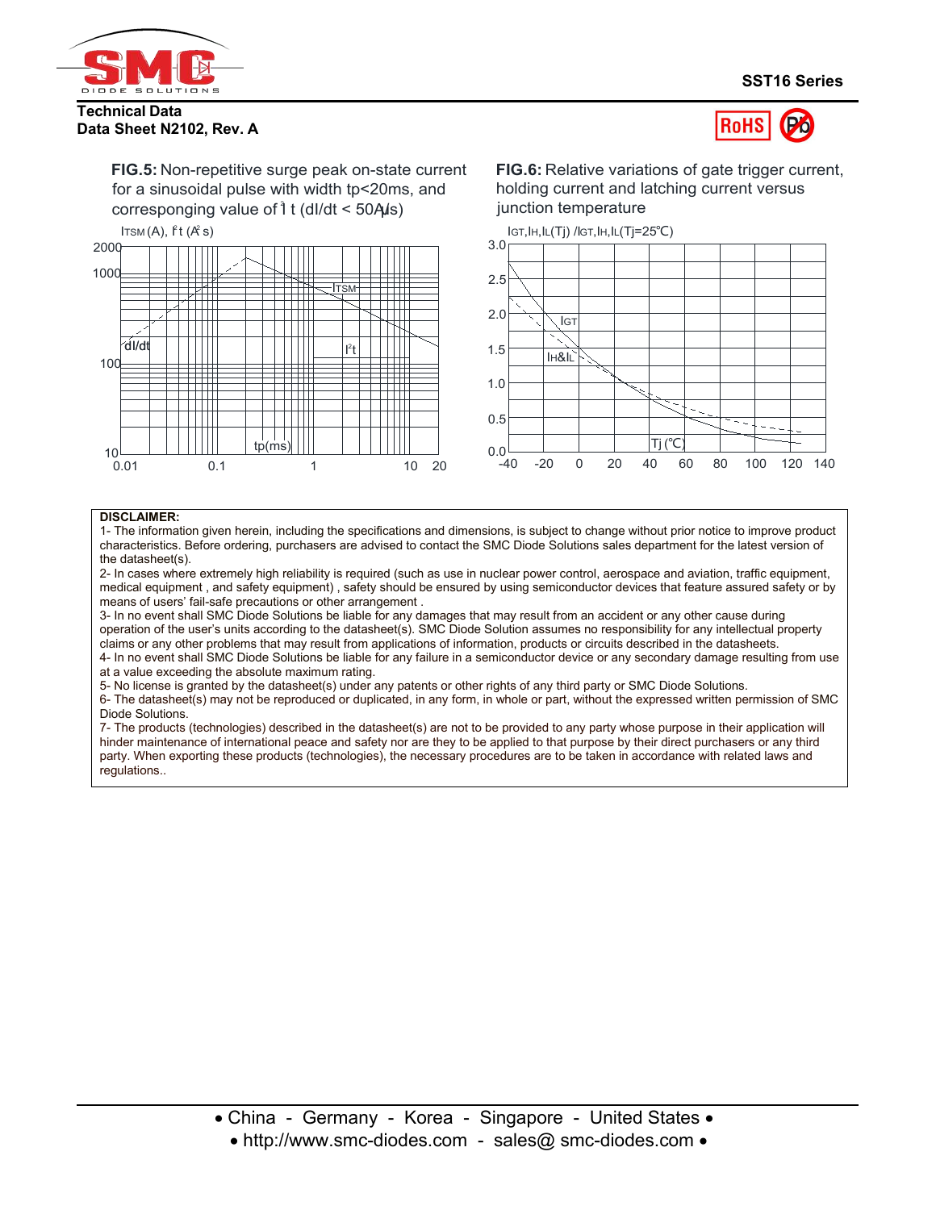**FIG.5:** Non-repetitive surge peak on-state current for a sinusoidal pulse with width tp<20ms, and corresponging value of I²t (dI/dt < 50A/μs)

$I_{TSM}$ (A), I²t (A² s)

2000
1000
100
10

ITSM
dI/dt
I²t
tp(ms)

0.01 0.1 1 10 20

**FIG.6:** Relative variations of gate trigger current, holding current and latching current versus junction temperature

$I_{GT}$,$I_H$,$I_L$(Tj) /$I_{GT}$,$I_H$,$I_L$(Tj=25℃)

3.0
2.5
2.0
1.5
1.0
0.5
0.0

IGT
IH&IL
Tj (℃)

-40 -20 0 20 40 60 80 100 120 140

**DISCLAIMER:**

1- The information given herein, including the specifications and dimensions, is subject to change without prior notice to improve product characteristics. Before ordering, purchasers are advised to contact the SMC Diode Solutions sales department for the latest version of the datasheet(s).

2- In cases where extremely high reliability is required (such as use in nuclear power control, aerospace and aviation, traffic equipment, medical equipment , and safety equipment) , safety should be ensured by using semiconductor devices that feature assured safety or by means of users' fail-safe precautions or other arrangement .

3- In no event shall SMC Diode Solutions be liable for any damages that may result from an accident or any other cause during operation of the user's units according to the datasheet(s). SMC Diode Solution assumes no responsibility for any intellectual property claims or any other problems that may result from applications of information, products or circuits described in the datasheets.

4- In no event shall SMC Diode Solutions be liable for any failure in a semiconductor device or any secondary damage resulting from use at a value exceeding the absolute maximum rating.

5- No license is granted by the datasheet(s) under any patents or other rights of any third party or SMC Diode Solutions.

6- The datasheet(s) may not be reproduced or duplicated, in any form, in whole or part, without the expressed written permission of SMC Diode Solutions.

7- The products (technologies) described in the datasheet(s) are not to be provided to any party whose purpose in their application will hinder maintenance of international peace and safety nor are they to be applied to that purpose by their direct purchasers or any third party. When exporting these products (technologies), the necessary procedures are to be taken in accordance with related laws and regulations..